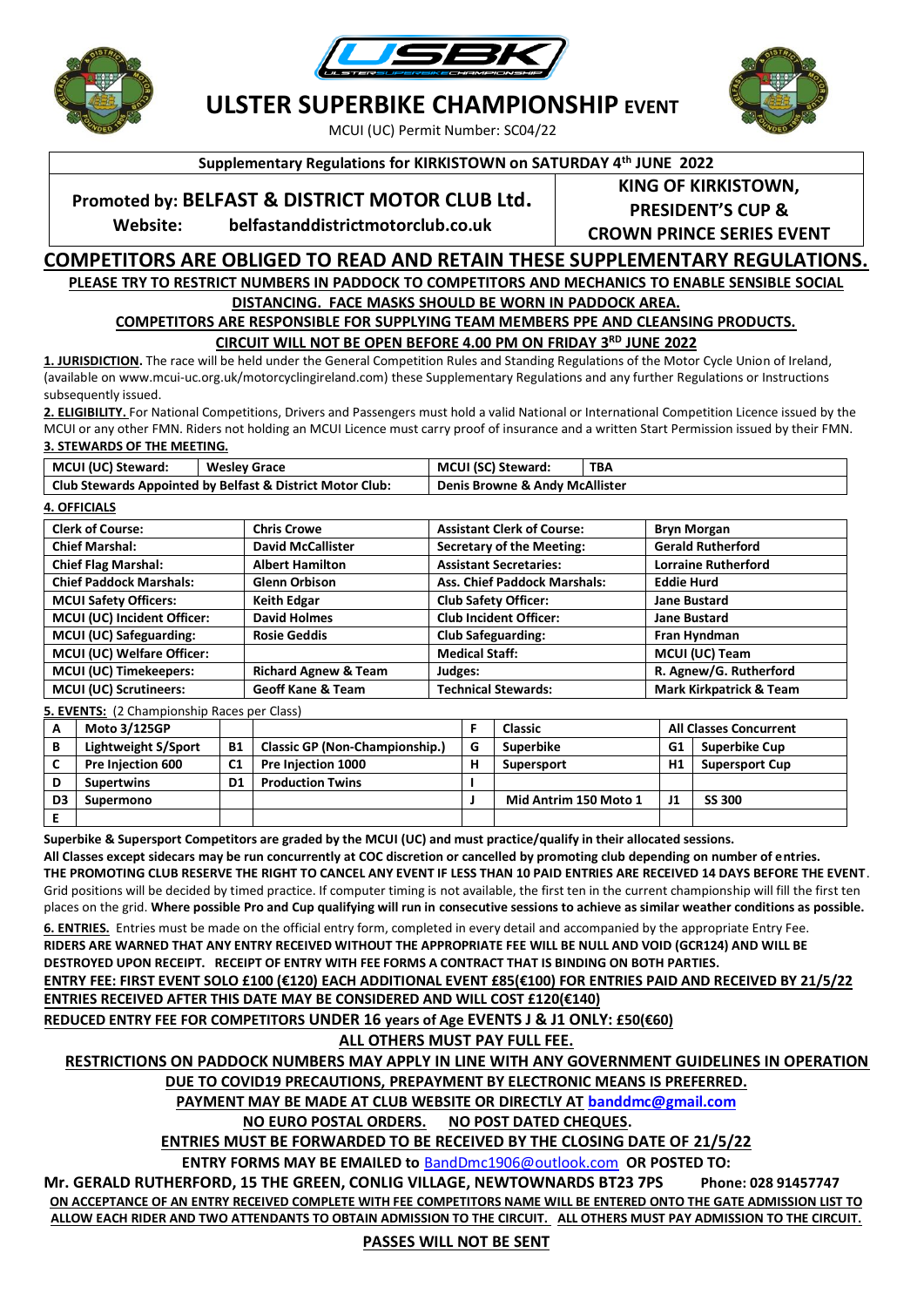# ULSTER SUPERBIKE CHAMPIONSHIP EVENT

MCUI (UC) Permit Number: SC04/22

**Supplementary Regulations for KIRKISTOWN on SATURDAY 4th JUNE 2022**

**Promoted by: BELFAST & DISTRICT MOTOR CLUB Ltd.**

**Website: belfastanddistrictmotorclub.co.uk**

**KING OF KIRKISTOWN, PRESIDENT'S CUP & CROWN PRINCE SERIES EVENT**

## COMPETITORS ARE OBLIGED TO READ AND RETAIN THESE SUPPLEMENTARY REGULATIONS.

**PLEASE TRY TO RESTRICT NUMBERS IN PADDOCK TO COMPETITORS AND MECHANICS TO ENABLE SENSIBLE SOCIAL DISTANCING. FACE MASKS SHOULD BE WORN IN PADDOCK AREA.**

**COMPETITORS ARE RESPONSIBLE FOR SUPPLYING TEAM MEMBERS PPE AND CLEANSING PRODUCTS.**

**CIRCUIT WILL NOT BE OPEN BEFORE 4.00 PM ON FRIDAY 3RD JUNE 2022**

**1. JURISDICTION.** The race will be held under the General Competition Rules and Standing Regulations of the Motor Cycle Union of Ireland, (available on www.mcui-uc.org.uk/motorcyclingireland.com) these Supplementary Regulations and any further Regulations or Instructions subsequently issued.

**2. ELIGIBILITY.** For National Competitions, Drivers and Passengers must hold a valid National or International Competition Licence issued by the MCUI or any other FMN. Riders not holding an MCUI Licence must carry proof of insurance and a written Start Permission issued by their FMN.

**3. STEWARDS OF THE MEETING.**

| MCUI (UC) Steward: | Wesley Grace | MCUI (SC) Steward: | TBA |
|---|---|---|---|
| Club Stewards Appointed by Belfast & District Motor Club: | | Denis Browne & Andy McAllister | |

**4. OFFICIALS**

| Clerk of Course: | Chris Crowe | Assistant Clerk of Course: | Bryn Morgan |
|---|---|---|---|
| Chief Marshal: | David McCallister | Secretary of the Meeting: | Gerald Rutherford |
| Chief Flag Marshal: | Albert Hamilton | Assistant Secretaries: | Lorraine Rutherford |
| Chief Paddock Marshals: | Glenn Orbison | Ass. Chief Paddock Marshals: | Eddie Hurd |
| MCUI Safety Officers: | Keith Edgar | Club Safety Officer: | Jane Bustard |
| MCUI (UC) Incident Officer: | David Holmes | Club Incident Officer: | Jane Bustard |
| MCUI (UC) Safeguarding: | Rosie Geddis | Club Safeguarding: | Fran Hyndman |
| MCUI (UC) Welfare Officer: | | Medical Staff: | MCUI (UC) Team |
| MCUI (UC) Timekeepers: | Richard Agnew & Team | Judges: | R. Agnew/G. Rutherford |
| MCUI (UC) Scrutineers: | Geoff Kane & Team | Technical Stewards: | Mark Kirkpatrick & Team |

**5. EVENTS:** (2 Championship Races per Class)

| A | Moto 3/125GP | | | F | Classic | All Classes Concurrent | |
|---|---|---|---|---|---|---|---|
| B | Lightweight S/Sport | B1 | Classic GP (Non-Championship.) | G | Superbike | G1 | Superbike Cup |
| C | Pre Injection 600 | C1 | Pre Injection 1000 | H | Supersport | H1 | Supersport Cup |
| D | Supertwins | D1 | Production Twins | I | | | |
| D3 | Supermono | | | J | Mid Antrim 150 Moto 1 | J1 | SS 300 |
| E | | | | | | | |

**Superbike & Supersport Competitors are graded by the MCUI (UC) and must practice/qualify in their allocated sessions.**

**All Classes except sidecars may be run concurrently at COC discretion or cancelled by promoting club depending on number of entries.**

**THE PROMOTING CLUB RESERVE THE RIGHT TO CANCEL ANY EVENT IF LESS THAN 10 PAID ENTRIES ARE RECEIVED 14 DAYS BEFORE THE EVENT**. Grid positions will be decided by timed practice. If computer timing is not available, the first ten in the current championship will fill the first ten places on the grid. **Where possible Pro and Cup qualifying will run in consecutive sessions to achieve as similar weather conditions as possible.**

**6. ENTRIES.** Entries must be made on the official entry form, completed in every detail and accompanied by the appropriate Entry Fee. **RIDERS ARE WARNED THAT ANY ENTRY RECEIVED WITHOUT THE APPROPRIATE FEE WILL BE NULL AND VOID (GCR124) AND WILL BE DESTROYED UPON RECEIPT. RECEIPT OF ENTRY WITH FEE FORMS A CONTRACT THAT IS BINDING ON BOTH PARTIES.**

**ENTRY FEE: FIRST EVENT SOLO £100 (€120) EACH ADDITIONAL EVENT £85(€100) FOR ENTRIES PAID AND RECEIVED BY 21/5/22**

**ENTRIES RECEIVED AFTER THIS DATE MAY BE CONSIDERED AND WILL COST £120(€140)**

**REDUCED ENTRY FEE FOR COMPETITORS UNDER 16 years of Age EVENTS J & J1 ONLY: £50(€60)**

**ALL OTHERS MUST PAY FULL FEE.**

**RESTRICTIONS ON PADDOCK NUMBERS MAY APPLY IN LINE WITH ANY GOVERNMENT GUIDELINES IN OPERATION**

**DUE TO COVID19 PRECAUTIONS, PREPAYMENT BY ELECTRONIC MEANS IS PREFERRED.**

**PAYMENT MAY BE MADE AT CLUB WEBSITE OR DIRECTLY AT banddmc@gmail.com**

**NO EURO POSTAL ORDERS. NO POST DATED CHEQUES.**

**ENTRIES MUST BE FORWARDED TO BE RECEIVED BY THE CLOSING DATE OF 21/5/22**

**ENTRY FORMS MAY BE EMAILED to BandDmc1906@outlook.com OR POSTED TO:**

**Mr. GERALD RUTHERFORD, 15 THE GREEN, CONLIG VILLAGE, NEWTOWNARDS BT23 7PS Phone: 028 91457747**

**ON ACCEPTANCE OF AN ENTRY RECEIVED COMPLETE WITH FEE COMPETITORS NAME WILL BE ENTERED ONTO THE GATE ADMISSION LIST TO ALLOW EACH RIDER AND TWO ATTENDANTS TO OBTAIN ADMISSION TO THE CIRCUIT. ALL OTHERS MUST PAY ADMISSION TO THE CIRCUIT.**

**PASSES WILL NOT BE SENT**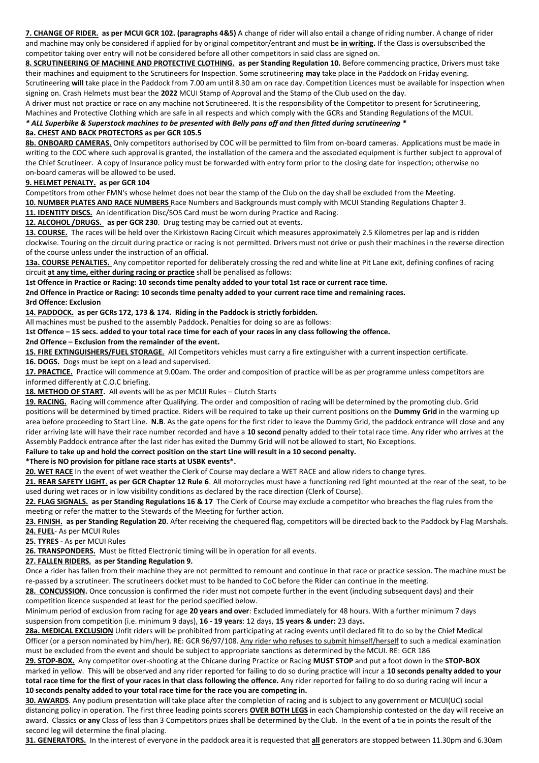**7. CHANGE OF RIDER. as per MCUI GCR 102. (paragraphs 4&5)** A change of rider will also entail a change of riding number. A change of rider and machine may only be considered if applied for by original competitor/entrant and must be **in writing.** If the Class is oversubscribed the competitor taking over entry will not be considered before all other competitors in said class are signed on.

**8. SCRUTINEERING OF MACHINE AND PROTECTIVE CLOTHING. as per Standing Regulation 10.** Before commencing practice, Drivers must take their machines and equipment to the Scrutineers for Inspection. Some scrutineering **may** take place in the Paddock on Friday evening. Scrutineering **will** take place in the Paddock from 7.00 am until 8.30 am on race day. Competition Licences must be available for inspection when signing on. Crash Helmets must bear the **2022** MCUI Stamp of Approval and the Stamp of the Club used on the day.

A driver must not practice or race on any machine not Scrutineered. It is the responsibility of the Competitor to present for Scrutineering, Machines and Protective Clothing which are safe in all respects and which comply with the GCRs and Standing Regulations of the MCUI.

***\* ALL Superbike & Superstock machines to be presented with Belly pans off and then fitted during scrutineering \****

**8a. CHEST AND BACK PROTECTORS as per GCR 105.5**

**8b. ONBOARD CAMERAS.** Only competitors authorised by COC will be permitted to film from on-board cameras. Applications must be made in writing to the COC where such approval is granted, the installation of the camera and the associated equipment is further subject to approval of the Chief Scrutineer. A copy of Insurance policy must be forwarded with entry form prior to the closing date for inspection; otherwise no on-board cameras will be allowed to be used.

**9. HELMET PENALTY. as per GCR 104**

Competitors from other FMN's whose helmet does not bear the stamp of the Club on the day shall be excluded from the Meeting.

**10. NUMBER PLATES AND RACE NUMBERS** Race Numbers and Backgrounds must comply with MCUI Standing Regulations Chapter 3.

**11. IDENTITY DISCS.** An identification Disc/SOS Card must be worn during Practice and Racing.

**12. ALCOHOL /DRUGS. as per GCR 230**. Drug testing may be carried out at events.

**13. COURSE.** The races will be held over the Kirkistown Racing Circuit which measures approximately 2.5 Kilometres per lap and is ridden clockwise. Touring on the circuit during practice or racing is not permitted. Drivers must not drive or push their machines in the reverse direction of the course unless under the instruction of an official.

**13a. COURSE PENALTIES.** Any competitor reported for deliberately crossing the red and white line at Pit Lane exit, defining confines of racing circuit **at any time, either during racing or practice** shall be penalised as follows:

**1st Offence in Practice or Racing: 10 seconds time penalty added to your total 1st race or current race time.**

**2nd Offence in Practice or Racing: 10 seconds time penalty added to your current race time and remaining races.**

**3rd Offence: Exclusion**

**14. PADDOCK. as per GCRs 172, 173 & 174. Riding in the Paddock is strictly forbidden.**

All machines must be pushed to the assembly Paddock**.** Penalties for doing so are as follows:

**1st Offence – 15 secs. added to your total race time for each of your races in any class following the offence.**

**2nd Offence – Exclusion from the remainder of the event.**

**15. FIRE EXTINGUISHERS/FUEL STORAGE.** All Competitors vehicles must carry a fire extinguisher with a current inspection certificate.

**16. DOGS.** Dogs must be kept on a lead and supervised.

**17. PRACTICE.** Practice will commence at 9.00am. The order and composition of practice will be as per programme unless competitors are informed differently at C.O.C briefing.

**18. METHOD OF START.** All events will be as per MCUI Rules – Clutch Starts

**19. RACING.** Racing will commence after Qualifying. The order and composition of racing will be determined by the promoting club. Grid positions will be determined by timed practice. Riders will be required to take up their current positions on the **Dummy Grid** in the warming up area before proceeding to Start Line. **N.B**. As the gate opens for the first rider to leave the Dummy Grid, the paddock entrance will close and any rider arriving late will have their race number recorded and have a **10 second** penalty added to their total race time. Any rider who arrives at the Assembly Paddock entrance after the last rider has exited the Dummy Grid will not be allowed to start, No Exceptions.

**Failure to take up and hold the correct position on the start Line will result in a 10 second penalty.**

**\*There is NO provision for pitlane race starts at USBK events\*.**

**20. WET RACE** In the event of wet weather the Clerk of Course may declare a WET RACE and allow riders to change tyres.

**21. REAR SAFETY LIGHT. as per GCR Chapter 12 Rule 6**. All motorcycles must have a functioning red light mounted at the rear of the seat, to be used during wet races or in low visibility conditions as declared by the race direction (Clerk of Course).

**22. FLAG SIGNALS. as per Standing Regulations 16 & 17** The Clerk of Course may exclude a competitor who breaches the flag rules from the meeting or refer the matter to the Stewards of the Meeting for further action.

**23. FINISH. as per Standing Regulation 20**. After receiving the chequered flag, competitors will be directed back to the Paddock by Flag Marshals.

**24. FUEL**- As per MCUI Rules

**25. TYRES** - As per MCUI Rules

**26. TRANSPONDERS.** Must be fitted Electronic timing will be in operation for all events.

**27. FALLEN RIDERS. as per Standing Regulation 9.**

Once a rider has fallen from their machine they are not permitted to remount and continue in that race or practice session. The machine must be re-passed by a scrutineer. The scrutineers docket must to be handed to CoC before the Rider can continue in the meeting.

**28. CONCUSSION.** Once concussion is confirmed the rider must not compete further in the event (including subsequent days) and their competition licence suspended at least for the period specified below.

Minimum period of exclusion from racing for age **20 years and over**: Excluded immediately for 48 hours. With a further minimum 7 days suspension from competition (i.e. minimum 9 days), **16 - 19 years**: 12 days, **15 years & under:** 23 days**.**

**28a. MEDICAL EXCLUSION** Unfit riders will be prohibited from participating at racing events until declared fit to do so by the Chief Medical Officer (or a person nominated by him/her). RE: GCR 96/97/108. Any rider who refuses to submit himself/herself to such a medical examination must be excluded from the event and should be subject to appropriate sanctions as determined by the MCUI. RE: GCR 186

**29. STOP-BOX.** Any competitor over-shooting at the Chicane during Practice or Racing **MUST STOP** and put a foot down in the **STOP-BOX** marked in yellow. This will be observed and any rider reported for failing to do so during practice will incur a **10 seconds penalty added to your total race time for the first of your races in that class following the offence.** Any rider reported for failing to do so during racing will incur a **10 seconds penalty added to your total race time for the race you are competing in.**

**30. AWARDS**. Any podium presentation will take place after the completion of racing and is subject to any government or MCUI(UC) social distancing policy in operation. The first three leading points scorers **OVER BOTH LEGS** in each Championship contested on the day will receive an award. Classics **or any** Class of less than 3 Competitors prizes shall be determined by the Club. In the event of a tie in points the result of the second leg will determine the final placing.

**31. GENERATORS.** In the interest of everyone in the paddock area it is requested that **all** generators are stopped between 11.30pm and 6.30am